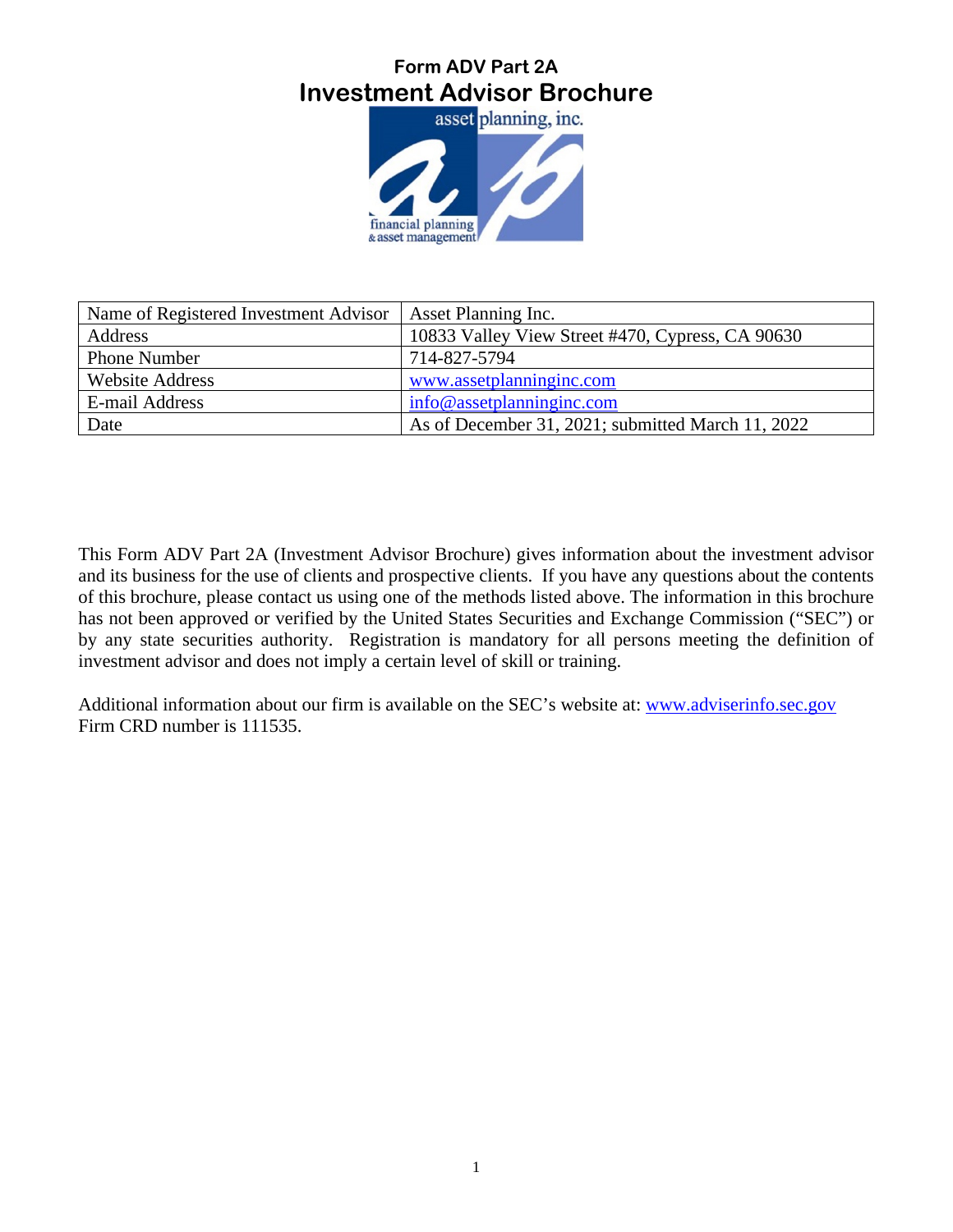# Form ADV Part 2A
# Investment Advisor Brochure

asset planning, inc.
financial planning
& asset management

| | |
|---|---|
| Name of Registered Investment Advisor | Asset Planning Inc. |
| Address | 10833 Valley View Street #470, Cypress, CA 90630 |
| Phone Number | 714-827-5794 |
| Website Address | www.assetplanninginc.com |
| E-mail Address | info@assetplanninginc.com |
| Date | As of December 31, 2021; submitted March 11, 2022 |

This Form ADV Part 2A (Investment Advisor Brochure) gives information about the investment advisor and its business for the use of clients and prospective clients. If you have any questions about the contents of this brochure, please contact us using one of the methods listed above. The information in this brochure has not been approved or verified by the United States Securities and Exchange Commission ("SEC") or by any state securities authority. Registration is mandatory for all persons meeting the definition of investment advisor and does not imply a certain level of skill or training.

Additional information about our firm is available on the SEC's website at: www.adviserinfo.sec.gov
Firm CRD number is 111535.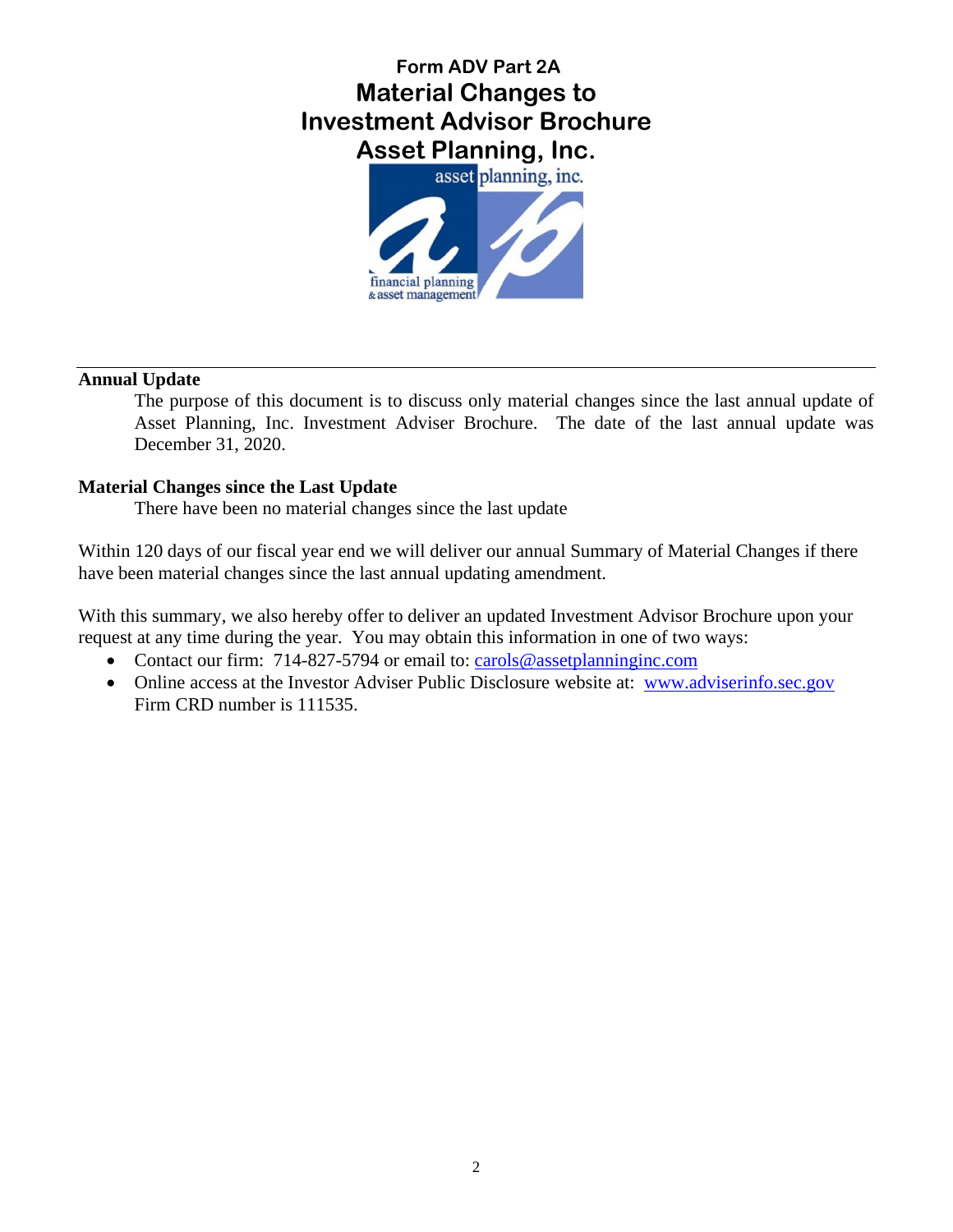# Form ADV Part 2A
# Material Changes to Investment Advisor Brochure
# Asset Planning, Inc.

asset planning, inc.
financial planning & asset management

---

**Annual Update**

The purpose of this document is to discuss only material changes since the last annual update of Asset Planning, Inc. Investment Adviser Brochure. The date of the last annual update was December 31, 2020.

**Material Changes since the Last Update**

There have been no material changes since the last update

Within 120 days of our fiscal year end we will deliver our annual Summary of Material Changes if there have been material changes since the last annual updating amendment.

With this summary, we also hereby offer to deliver an updated Investment Advisor Brochure upon your request at any time during the year. You may obtain this information in one of two ways:

- Contact our firm: 714-827-5794 or email to: carols@assetplanninginc.com
- Online access at the Investor Adviser Public Disclosure website at: www.adviserinfo.sec.gov Firm CRD number is 111535.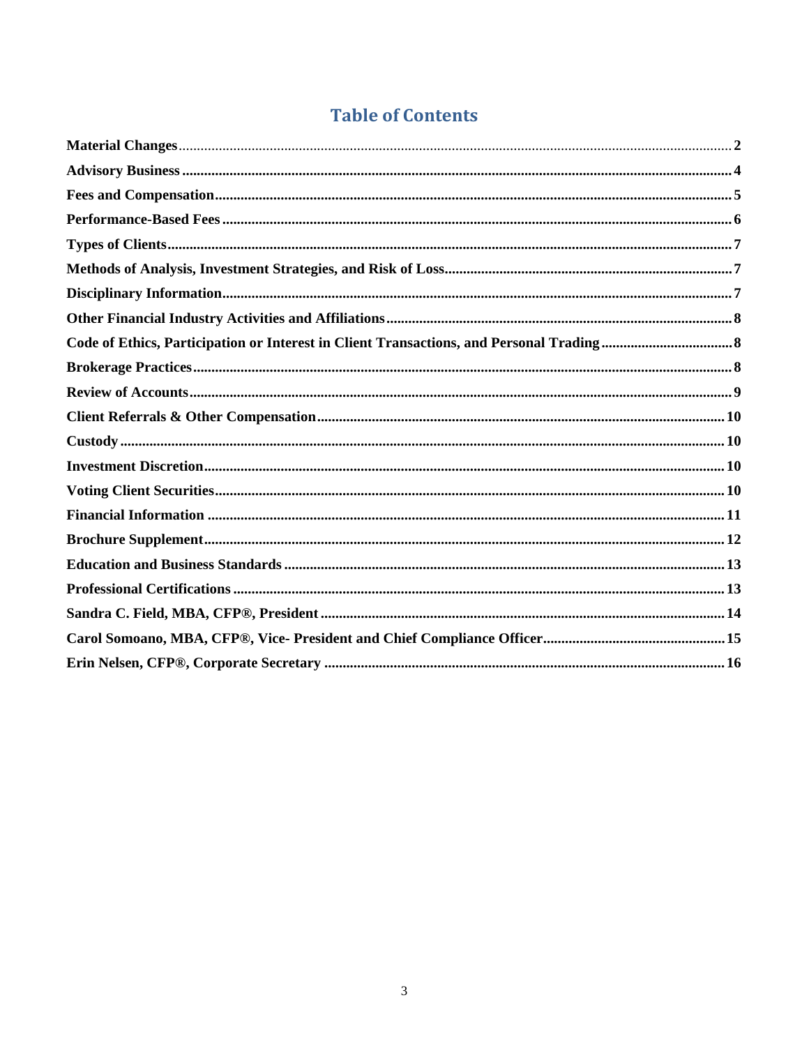# Table of Contents

**Material Changes** ... 2
**Advisory Business** ... 4
**Fees and Compensation** ... 5
**Performance-Based Fees** ... 6
**Types of Clients** ... 7
**Methods of Analysis, Investment Strategies, and Risk of Loss** ... 7
**Disciplinary Information** ... 7
**Other Financial Industry Activities and Affiliations** ... 8
**Code of Ethics, Participation or Interest in Client Transactions, and Personal Trading** ... 8
**Brokerage Practices** ... 8
**Review of Accounts** ... 9
**Client Referrals & Other Compensation** ... 10
**Custody** ... 10
**Investment Discretion** ... 10
**Voting Client Securities** ... 10
**Financial Information** ... 11
**Brochure Supplement** ... 12
**Education and Business Standards** ... 13
**Professional Certifications** ... 13
**Sandra C. Field, MBA, CFP®, President** ... 14
**Carol Somoano, MBA, CFP®, Vice- President and Chief Compliance Officer** ... 15
**Erin Nelsen, CFP®, Corporate Secretary** ... 16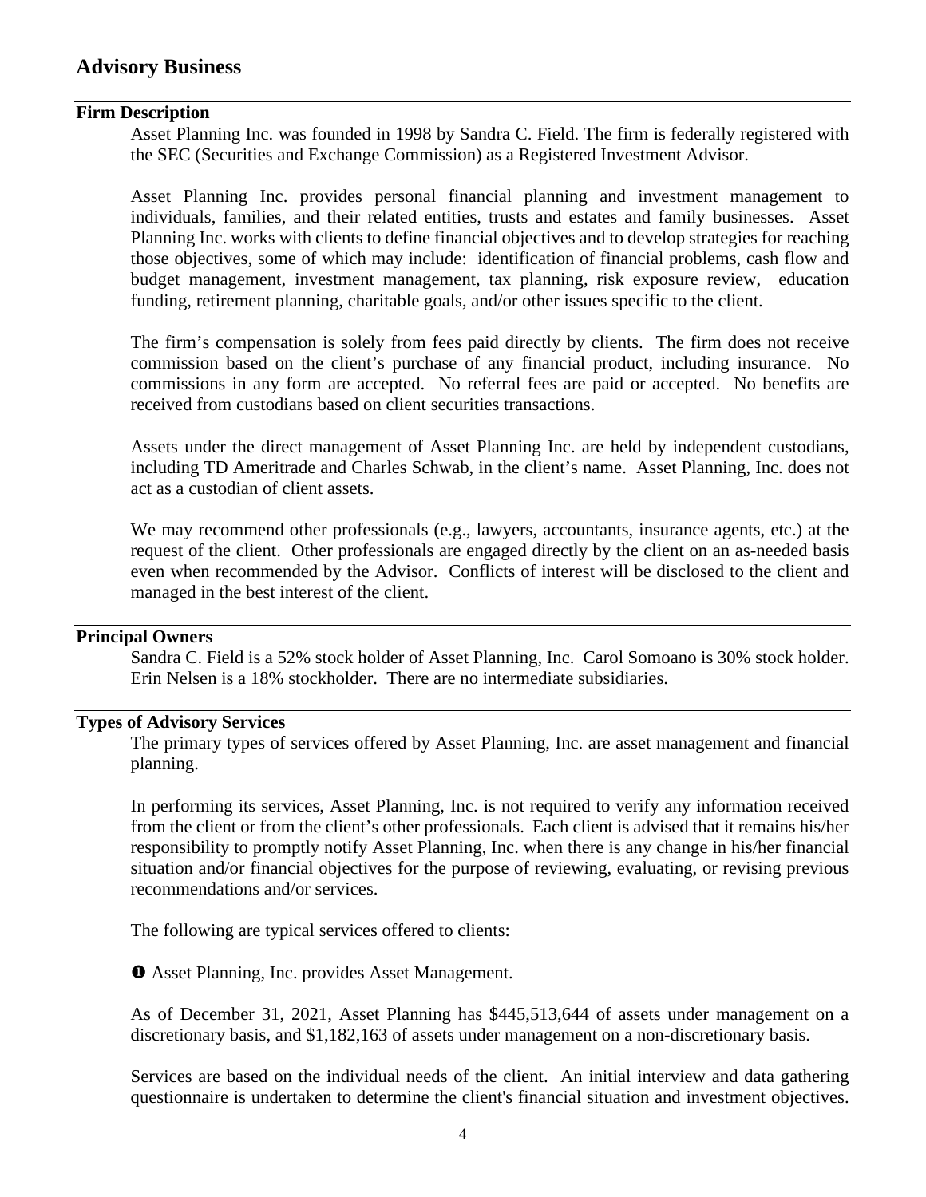## Advisory Business

### Firm Description

Asset Planning Inc. was founded in 1998 by Sandra C. Field. The firm is federally registered with the SEC (Securities and Exchange Commission) as a Registered Investment Advisor.

Asset Planning Inc. provides personal financial planning and investment management to individuals, families, and their related entities, trusts and estates and family businesses. Asset Planning Inc. works with clients to define financial objectives and to develop strategies for reaching those objectives, some of which may include: identification of financial problems, cash flow and budget management, investment management, tax planning, risk exposure review, education funding, retirement planning, charitable goals, and/or other issues specific to the client.

The firm's compensation is solely from fees paid directly by clients. The firm does not receive commission based on the client's purchase of any financial product, including insurance. No commissions in any form are accepted. No referral fees are paid or accepted. No benefits are received from custodians based on client securities transactions.

Assets under the direct management of Asset Planning Inc. are held by independent custodians, including TD Ameritrade and Charles Schwab, in the client's name. Asset Planning, Inc. does not act as a custodian of client assets.

We may recommend other professionals (e.g., lawyers, accountants, insurance agents, etc.) at the request of the client. Other professionals are engaged directly by the client on an as-needed basis even when recommended by the Advisor. Conflicts of interest will be disclosed to the client and managed in the best interest of the client.

### Principal Owners

Sandra C. Field is a 52% stock holder of Asset Planning, Inc. Carol Somoano is 30% stock holder. Erin Nelsen is a 18% stockholder. There are no intermediate subsidiaries.

### Types of Advisory Services

The primary types of services offered by Asset Planning, Inc. are asset management and financial planning.

In performing its services, Asset Planning, Inc. is not required to verify any information received from the client or from the client's other professionals. Each client is advised that it remains his/her responsibility to promptly notify Asset Planning, Inc. when there is any change in his/her financial situation and/or financial objectives for the purpose of reviewing, evaluating, or revising previous recommendations and/or services.

The following are typical services offered to clients:

❶ Asset Planning, Inc. provides Asset Management.

As of December 31, 2021, Asset Planning has $445,513,644 of assets under management on a discretionary basis, and $1,182,163 of assets under management on a non-discretionary basis.

Services are based on the individual needs of the client. An initial interview and data gathering questionnaire is undertaken to determine the client's financial situation and investment objectives.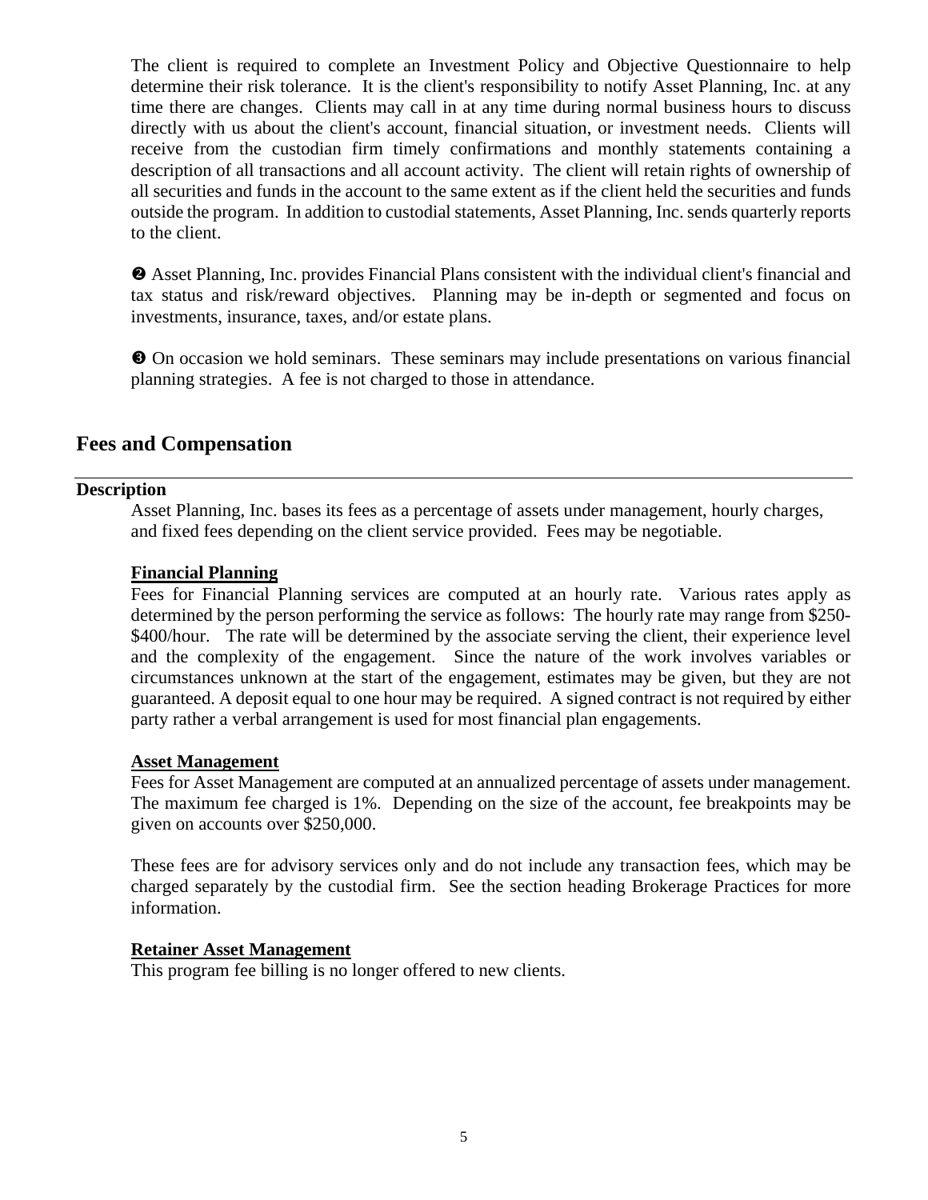The client is required to complete an Investment Policy and Objective Questionnaire to help determine their risk tolerance. It is the client's responsibility to notify Asset Planning, Inc. at any time there are changes. Clients may call in at any time during normal business hours to discuss directly with us about the client's account, financial situation, or investment needs. Clients will receive from the custodian firm timely confirmations and monthly statements containing a description of all transactions and all account activity. The client will retain rights of ownership of all securities and funds in the account to the same extent as if the client held the securities and funds outside the program. In addition to custodial statements, Asset Planning, Inc. sends quarterly reports to the client.

❷ Asset Planning, Inc. provides Financial Plans consistent with the individual client's financial and tax status and risk/reward objectives. Planning may be in-depth or segmented and focus on investments, insurance, taxes, and/or estate plans.

❸ On occasion we hold seminars. These seminars may include presentations on various financial planning strategies. A fee is not charged to those in attendance.

## Fees and Compensation

**Description**

Asset Planning, Inc. bases its fees as a percentage of assets under management, hourly charges, and fixed fees depending on the client service provided. Fees may be negotiable.

**Financial Planning**

Fees for Financial Planning services are computed at an hourly rate. Various rates apply as determined by the person performing the service as follows: The hourly rate may range from $250-$400/hour. The rate will be determined by the associate serving the client, their experience level and the complexity of the engagement. Since the nature of the work involves variables or circumstances unknown at the start of the engagement, estimates may be given, but they are not guaranteed. A deposit equal to one hour may be required. A signed contract is not required by either party rather a verbal arrangement is used for most financial plan engagements.

**Asset Management**

Fees for Asset Management are computed at an annualized percentage of assets under management. The maximum fee charged is 1%. Depending on the size of the account, fee breakpoints may be given on accounts over $250,000.

These fees are for advisory services only and do not include any transaction fees, which may be charged separately by the custodial firm. See the section heading Brokerage Practices for more information.

**Retainer Asset Management**

This program fee billing is no longer offered to new clients.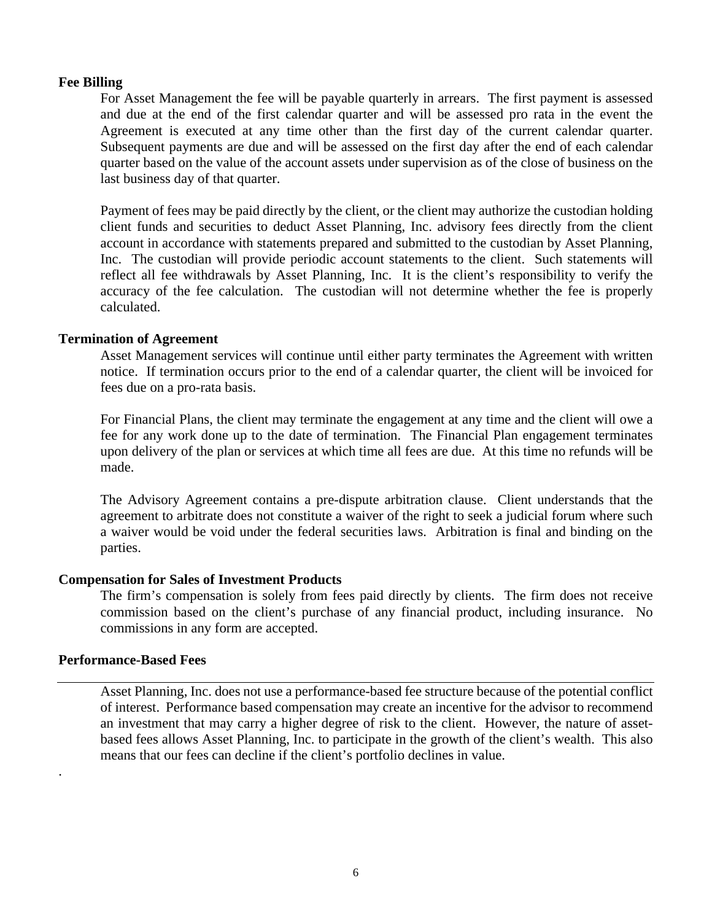### Fee Billing

For Asset Management the fee will be payable quarterly in arrears. The first payment is assessed and due at the end of the first calendar quarter and will be assessed pro rata in the event the Agreement is executed at any time other than the first day of the current calendar quarter. Subsequent payments are due and will be assessed on the first day after the end of each calendar quarter based on the value of the account assets under supervision as of the close of business on the last business day of that quarter.

Payment of fees may be paid directly by the client, or the client may authorize the custodian holding client funds and securities to deduct Asset Planning, Inc. advisory fees directly from the client account in accordance with statements prepared and submitted to the custodian by Asset Planning, Inc. The custodian will provide periodic account statements to the client. Such statements will reflect all fee withdrawals by Asset Planning, Inc. It is the client's responsibility to verify the accuracy of the fee calculation. The custodian will not determine whether the fee is properly calculated.

### Termination of Agreement

Asset Management services will continue until either party terminates the Agreement with written notice. If termination occurs prior to the end of a calendar quarter, the client will be invoiced for fees due on a pro-rata basis.

For Financial Plans, the client may terminate the engagement at any time and the client will owe a fee for any work done up to the date of termination. The Financial Plan engagement terminates upon delivery of the plan or services at which time all fees are due. At this time no refunds will be made.

The Advisory Agreement contains a pre-dispute arbitration clause. Client understands that the agreement to arbitrate does not constitute a waiver of the right to seek a judicial forum where such a waiver would be void under the federal securities laws. Arbitration is final and binding on the parties.

### Compensation for Sales of Investment Products

The firm's compensation is solely from fees paid directly by clients. The firm does not receive commission based on the client's purchase of any financial product, including insurance. No commissions in any form are accepted.

### Performance-Based Fees

---

Asset Planning, Inc. does not use a performance-based fee structure because of the potential conflict of interest. Performance based compensation may create an incentive for the advisor to recommend an investment that may carry a higher degree of risk to the client. However, the nature of asset-based fees allows Asset Planning, Inc. to participate in the growth of the client's wealth. This also means that our fees can decline if the client's portfolio declines in value.

.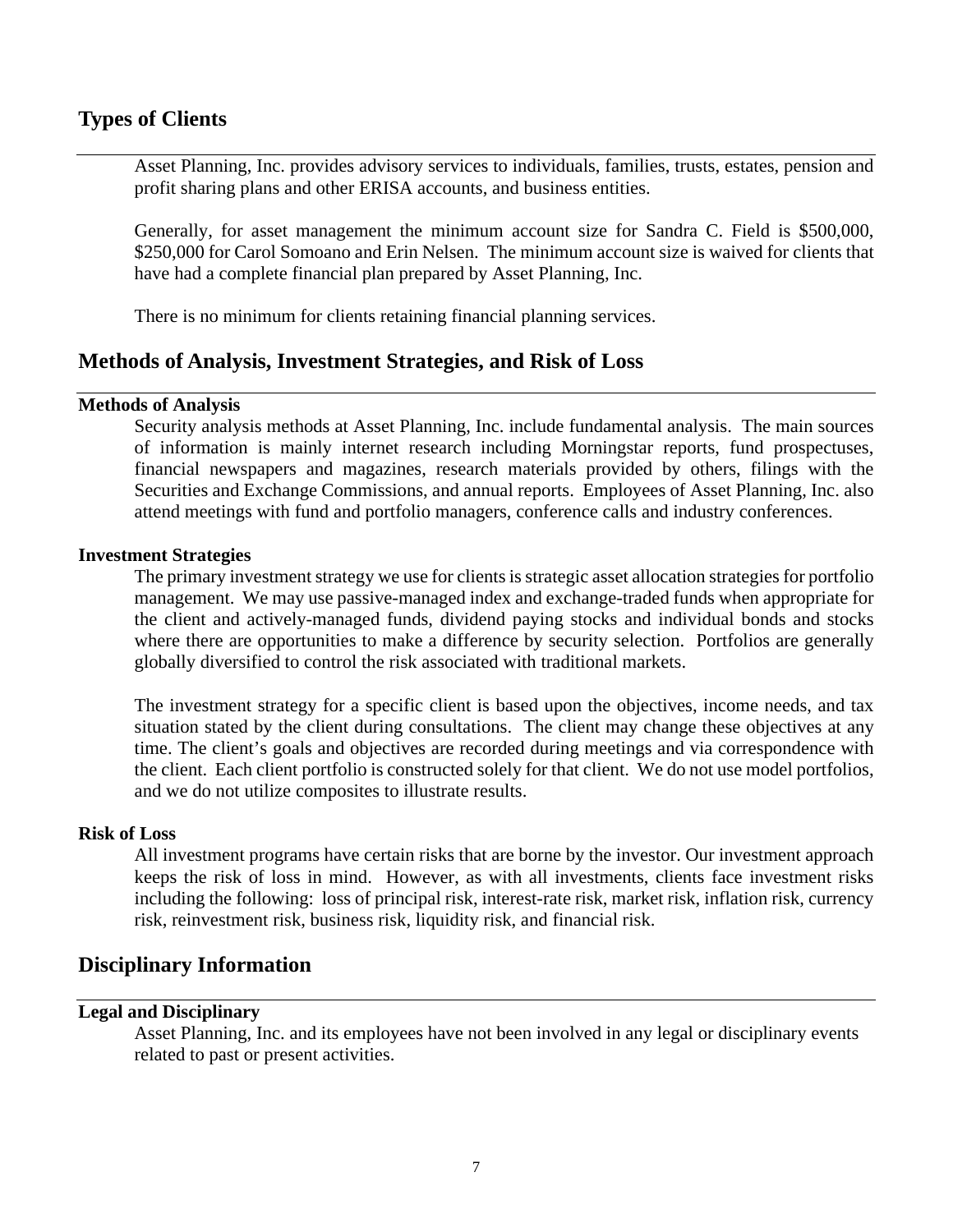## Types of Clients

Asset Planning, Inc. provides advisory services to individuals, families, trusts, estates, pension and profit sharing plans and other ERISA accounts, and business entities.

Generally, for asset management the minimum account size for Sandra C. Field is $500,000, $250,000 for Carol Somoano and Erin Nelsen. The minimum account size is waived for clients that have had a complete financial plan prepared by Asset Planning, Inc.

There is no minimum for clients retaining financial planning services.

## Methods of Analysis, Investment Strategies, and Risk of Loss

### Methods of Analysis

Security analysis methods at Asset Planning, Inc. include fundamental analysis. The main sources of information is mainly internet research including Morningstar reports, fund prospectuses, financial newspapers and magazines, research materials provided by others, filings with the Securities and Exchange Commissions, and annual reports. Employees of Asset Planning, Inc. also attend meetings with fund and portfolio managers, conference calls and industry conferences.

### Investment Strategies

The primary investment strategy we use for clients is strategic asset allocation strategies for portfolio management. We may use passive-managed index and exchange-traded funds when appropriate for the client and actively-managed funds, dividend paying stocks and individual bonds and stocks where there are opportunities to make a difference by security selection. Portfolios are generally globally diversified to control the risk associated with traditional markets.

The investment strategy for a specific client is based upon the objectives, income needs, and tax situation stated by the client during consultations. The client may change these objectives at any time. The client's goals and objectives are recorded during meetings and via correspondence with the client. Each client portfolio is constructed solely for that client. We do not use model portfolios, and we do not utilize composites to illustrate results.

### Risk of Loss

All investment programs have certain risks that are borne by the investor. Our investment approach keeps the risk of loss in mind. However, as with all investments, clients face investment risks including the following: loss of principal risk, interest-rate risk, market risk, inflation risk, currency risk, reinvestment risk, business risk, liquidity risk, and financial risk.

## Disciplinary Information

### Legal and Disciplinary

Asset Planning, Inc. and its employees have not been involved in any legal or disciplinary events related to past or present activities.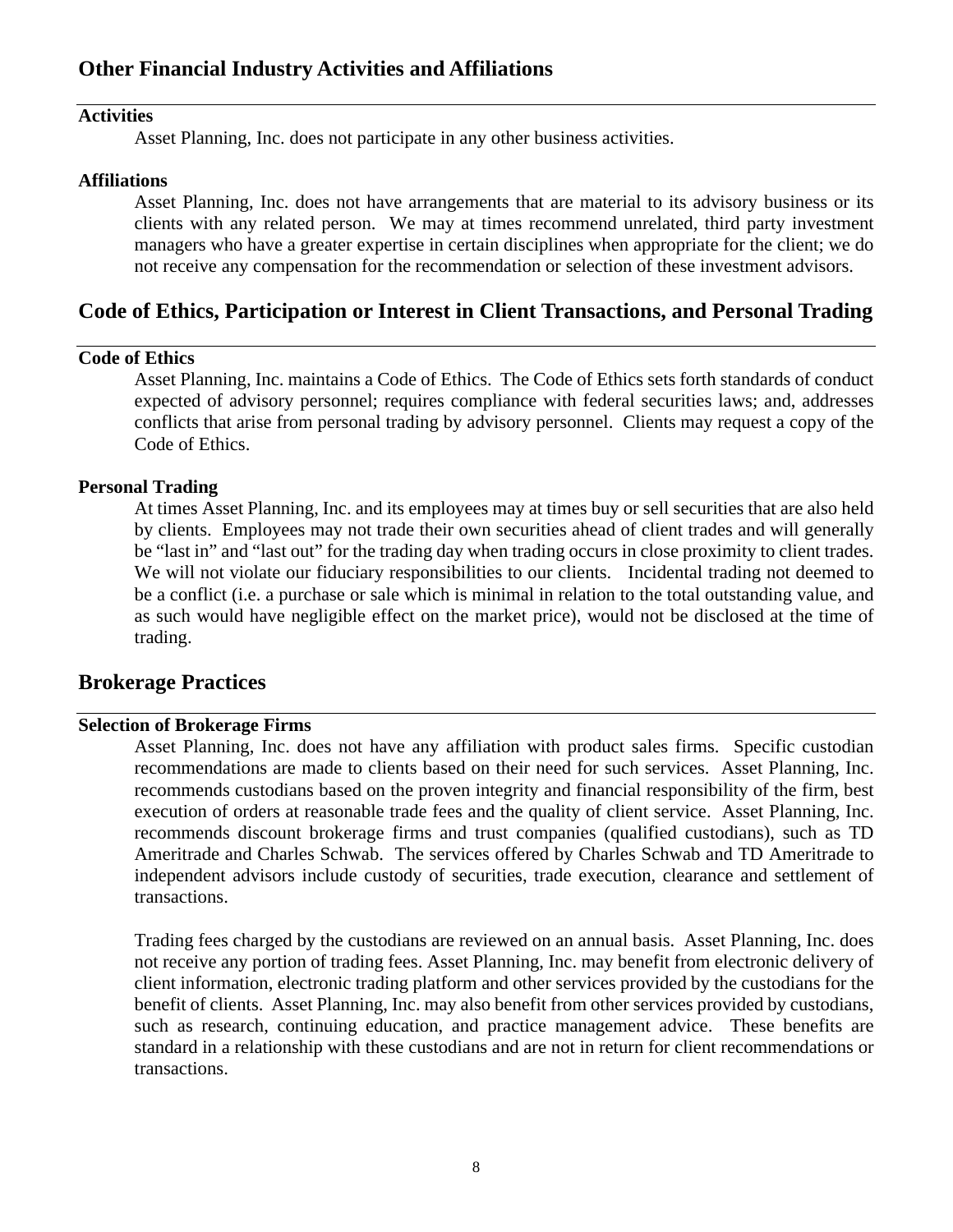## Other Financial Industry Activities and Affiliations

### Activities

Asset Planning, Inc. does not participate in any other business activities.

### Affiliations

Asset Planning, Inc. does not have arrangements that are material to its advisory business or its clients with any related person. We may at times recommend unrelated, third party investment managers who have a greater expertise in certain disciplines when appropriate for the client; we do not receive any compensation for the recommendation or selection of these investment advisors.

## Code of Ethics, Participation or Interest in Client Transactions, and Personal Trading

### Code of Ethics

Asset Planning, Inc. maintains a Code of Ethics. The Code of Ethics sets forth standards of conduct expected of advisory personnel; requires compliance with federal securities laws; and, addresses conflicts that arise from personal trading by advisory personnel. Clients may request a copy of the Code of Ethics.

### Personal Trading

At times Asset Planning, Inc. and its employees may at times buy or sell securities that are also held by clients. Employees may not trade their own securities ahead of client trades and will generally be "last in" and "last out" for the trading day when trading occurs in close proximity to client trades. We will not violate our fiduciary responsibilities to our clients. Incidental trading not deemed to be a conflict (i.e. a purchase or sale which is minimal in relation to the total outstanding value, and as such would have negligible effect on the market price), would not be disclosed at the time of trading.

## Brokerage Practices

### Selection of Brokerage Firms

Asset Planning, Inc. does not have any affiliation with product sales firms. Specific custodian recommendations are made to clients based on their need for such services. Asset Planning, Inc. recommends custodians based on the proven integrity and financial responsibility of the firm, best execution of orders at reasonable trade fees and the quality of client service. Asset Planning, Inc. recommends discount brokerage firms and trust companies (qualified custodians), such as TD Ameritrade and Charles Schwab. The services offered by Charles Schwab and TD Ameritrade to independent advisors include custody of securities, trade execution, clearance and settlement of transactions.

Trading fees charged by the custodians are reviewed on an annual basis. Asset Planning, Inc. does not receive any portion of trading fees. Asset Planning, Inc. may benefit from electronic delivery of client information, electronic trading platform and other services provided by the custodians for the benefit of clients. Asset Planning, Inc. may also benefit from other services provided by custodians, such as research, continuing education, and practice management advice. These benefits are standard in a relationship with these custodians and are not in return for client recommendations or transactions.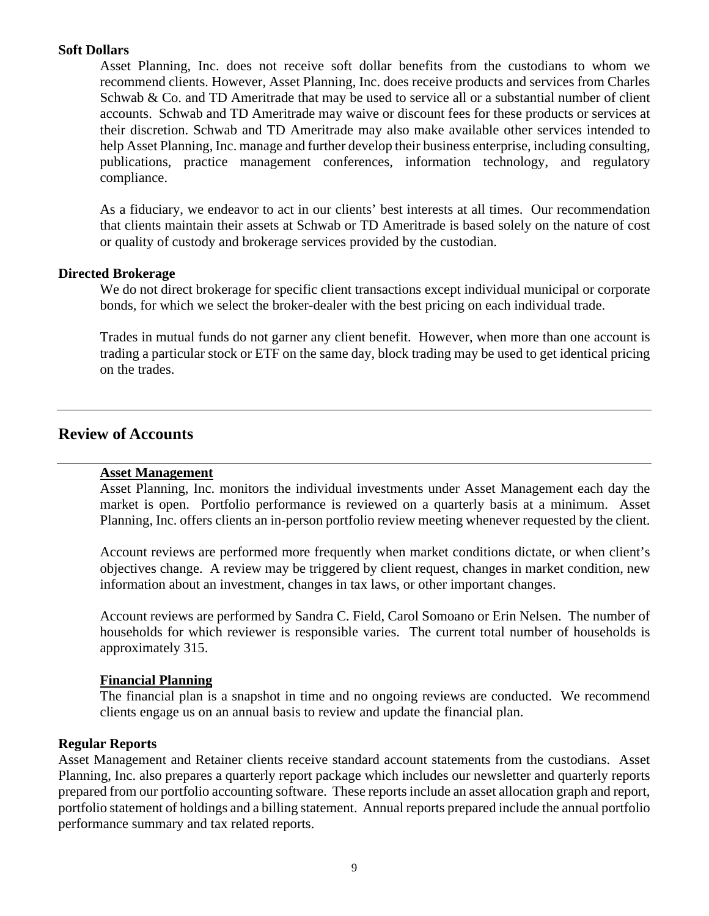**Soft Dollars**

Asset Planning, Inc. does not receive soft dollar benefits from the custodians to whom we recommend clients. However, Asset Planning, Inc. does receive products and services from Charles Schwab & Co. and TD Ameritrade that may be used to service all or a substantial number of client accounts. Schwab and TD Ameritrade may waive or discount fees for these products or services at their discretion. Schwab and TD Ameritrade may also make available other services intended to help Asset Planning, Inc. manage and further develop their business enterprise, including consulting, publications, practice management conferences, information technology, and regulatory compliance.

As a fiduciary, we endeavor to act in our clients' best interests at all times. Our recommendation that clients maintain their assets at Schwab or TD Ameritrade is based solely on the nature of cost or quality of custody and brokerage services provided by the custodian.

**Directed Brokerage**

We do not direct brokerage for specific client transactions except individual municipal or corporate bonds, for which we select the broker-dealer with the best pricing on each individual trade.

Trades in mutual funds do not garner any client benefit. However, when more than one account is trading a particular stock or ETF on the same day, block trading may be used to get identical pricing on the trades.

## Review of Accounts

**Asset Management**

Asset Planning, Inc. monitors the individual investments under Asset Management each day the market is open. Portfolio performance is reviewed on a quarterly basis at a minimum. Asset Planning, Inc. offers clients an in-person portfolio review meeting whenever requested by the client.

Account reviews are performed more frequently when market conditions dictate, or when client's objectives change. A review may be triggered by client request, changes in market condition, new information about an investment, changes in tax laws, or other important changes.

Account reviews are performed by Sandra C. Field, Carol Somoano or Erin Nelsen. The number of households for which reviewer is responsible varies. The current total number of households is approximately 315.

**Financial Planning**

The financial plan is a snapshot in time and no ongoing reviews are conducted. We recommend clients engage us on an annual basis to review and update the financial plan.

**Regular Reports**

Asset Management and Retainer clients receive standard account statements from the custodians. Asset Planning, Inc. also prepares a quarterly report package which includes our newsletter and quarterly reports prepared from our portfolio accounting software. These reports include an asset allocation graph and report, portfolio statement of holdings and a billing statement. Annual reports prepared include the annual portfolio performance summary and tax related reports.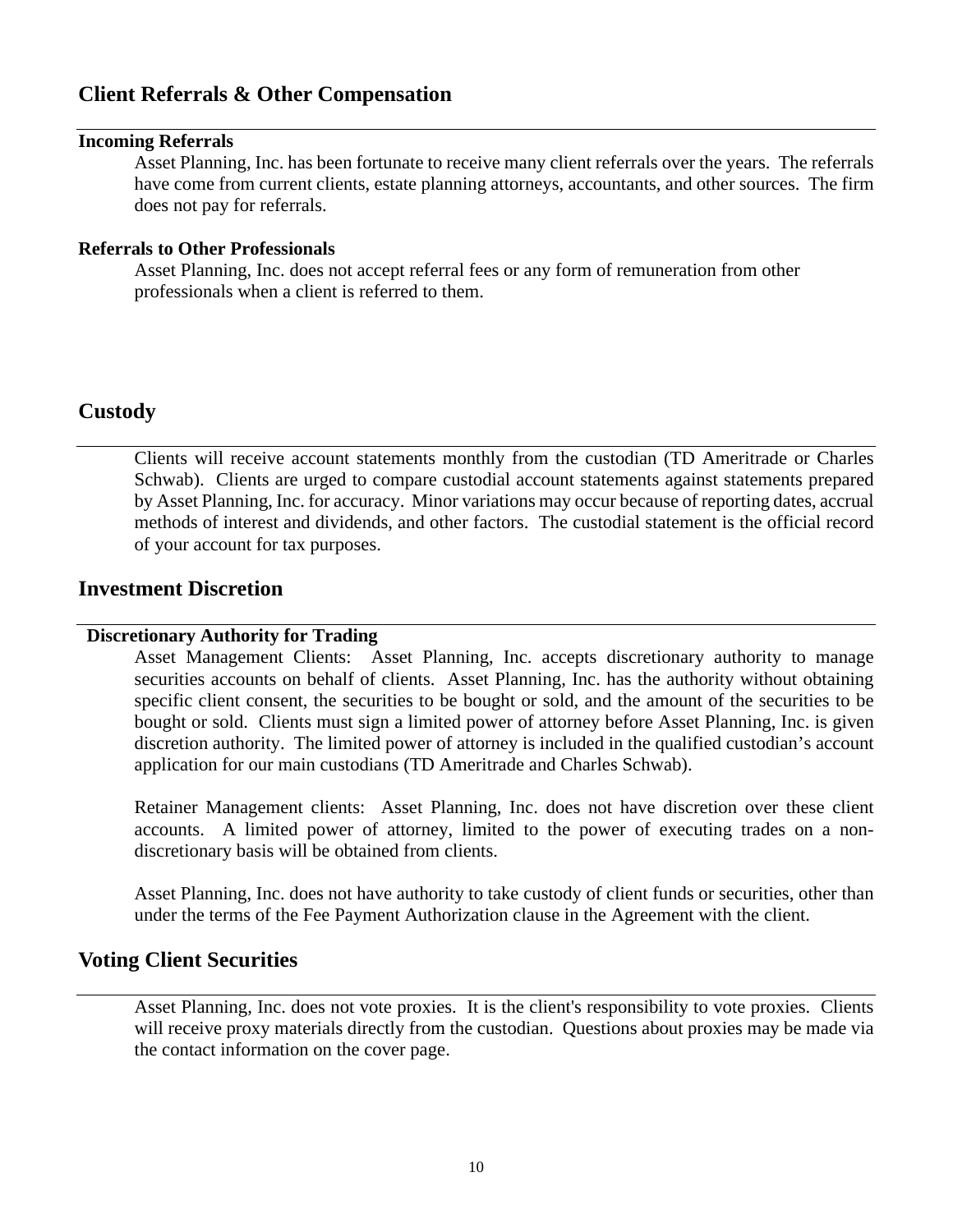## Client Referrals & Other Compensation

### Incoming Referrals

Asset Planning, Inc. has been fortunate to receive many client referrals over the years. The referrals have come from current clients, estate planning attorneys, accountants, and other sources. The firm does not pay for referrals.

### Referrals to Other Professionals

Asset Planning, Inc. does not accept referral fees or any form of remuneration from other professionals when a client is referred to them.

## Custody

Clients will receive account statements monthly from the custodian (TD Ameritrade or Charles Schwab). Clients are urged to compare custodial account statements against statements prepared by Asset Planning, Inc. for accuracy. Minor variations may occur because of reporting dates, accrual methods of interest and dividends, and other factors. The custodial statement is the official record of your account for tax purposes.

## Investment Discretion

### Discretionary Authority for Trading

Asset Management Clients: Asset Planning, Inc. accepts discretionary authority to manage securities accounts on behalf of clients. Asset Planning, Inc. has the authority without obtaining specific client consent, the securities to be bought or sold, and the amount of the securities to be bought or sold. Clients must sign a limited power of attorney before Asset Planning, Inc. is given discretion authority. The limited power of attorney is included in the qualified custodian's account application for our main custodians (TD Ameritrade and Charles Schwab).

Retainer Management clients: Asset Planning, Inc. does not have discretion over these client accounts. A limited power of attorney, limited to the power of executing trades on a non-discretionary basis will be obtained from clients.

Asset Planning, Inc. does not have authority to take custody of client funds or securities, other than under the terms of the Fee Payment Authorization clause in the Agreement with the client.

## Voting Client Securities

Asset Planning, Inc. does not vote proxies. It is the client's responsibility to vote proxies. Clients will receive proxy materials directly from the custodian. Questions about proxies may be made via the contact information on the cover page.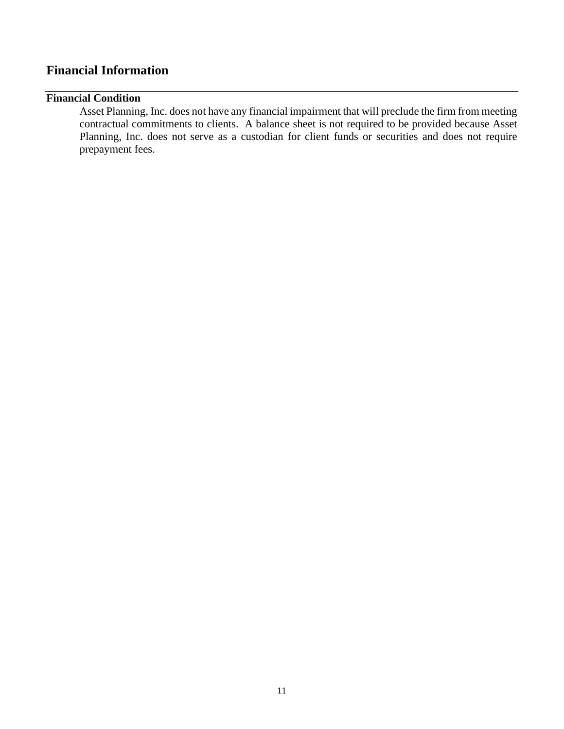## Financial Information

### Financial Condition

Asset Planning, Inc. does not have any financial impairment that will preclude the firm from meeting contractual commitments to clients. A balance sheet is not required to be provided because Asset Planning, Inc. does not serve as a custodian for client funds or securities and does not require prepayment fees.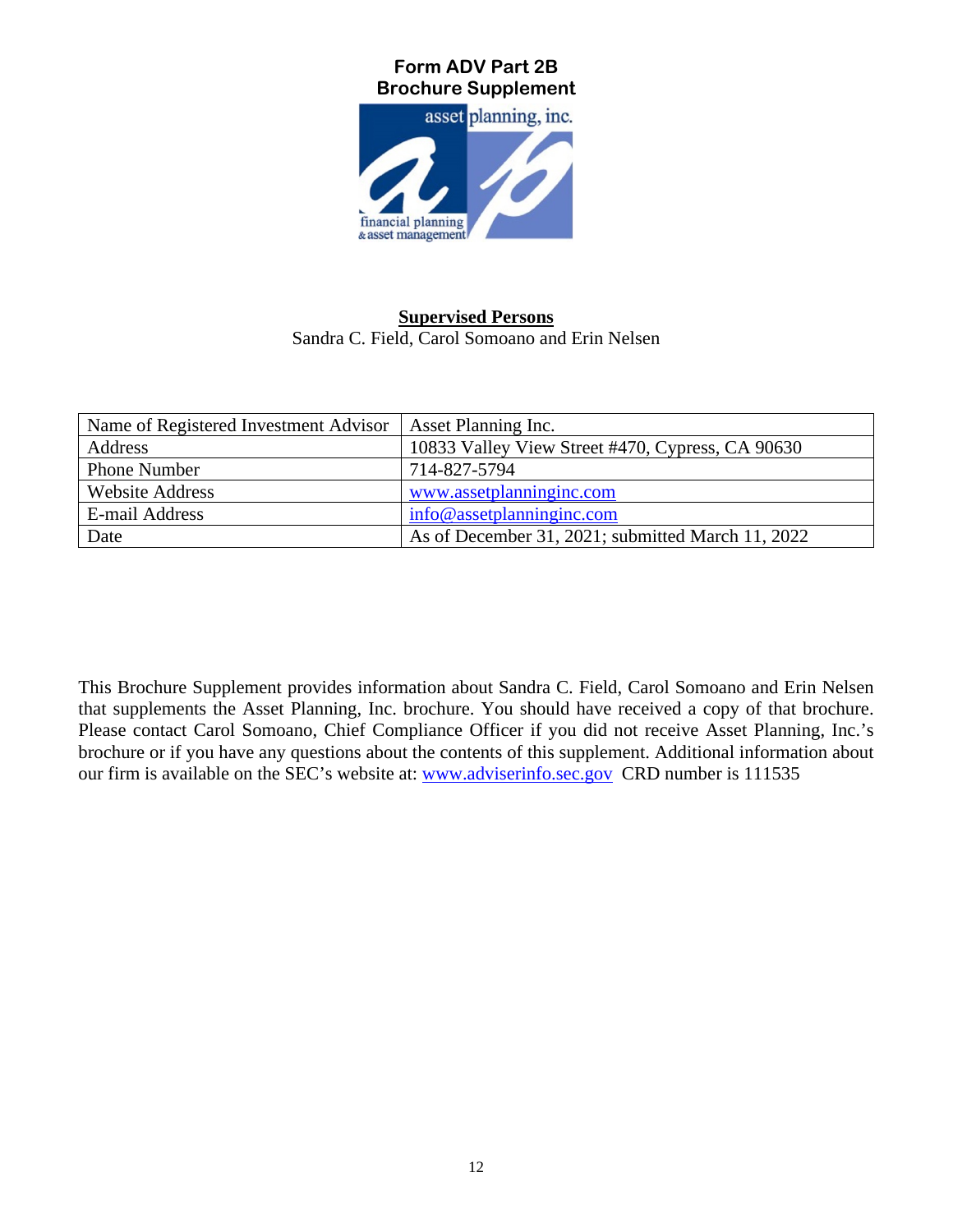# Form ADV Part 2B
## Brochure Supplement

**Supervised Persons**

Sandra C. Field, Carol Somoano and Erin Nelsen

| | |
|---|---|
| Name of Registered Investment Advisor | Asset Planning Inc. |
| Address | 10833 Valley View Street #470, Cypress, CA 90630 |
| Phone Number | 714-827-5794 |
| Website Address | www.assetplanninginc.com |
| E-mail Address | info@assetplanninginc.com |
| Date | As of December 31, 2021; submitted March 11, 2022 |

This Brochure Supplement provides information about Sandra C. Field, Carol Somoano and Erin Nelsen that supplements the Asset Planning, Inc. brochure. You should have received a copy of that brochure. Please contact Carol Somoano, Chief Compliance Officer if you did not receive Asset Planning, Inc.'s brochure or if you have any questions about the contents of this supplement. Additional information about our firm is available on the SEC's website at: www.adviserinfo.sec.gov CRD number is 111535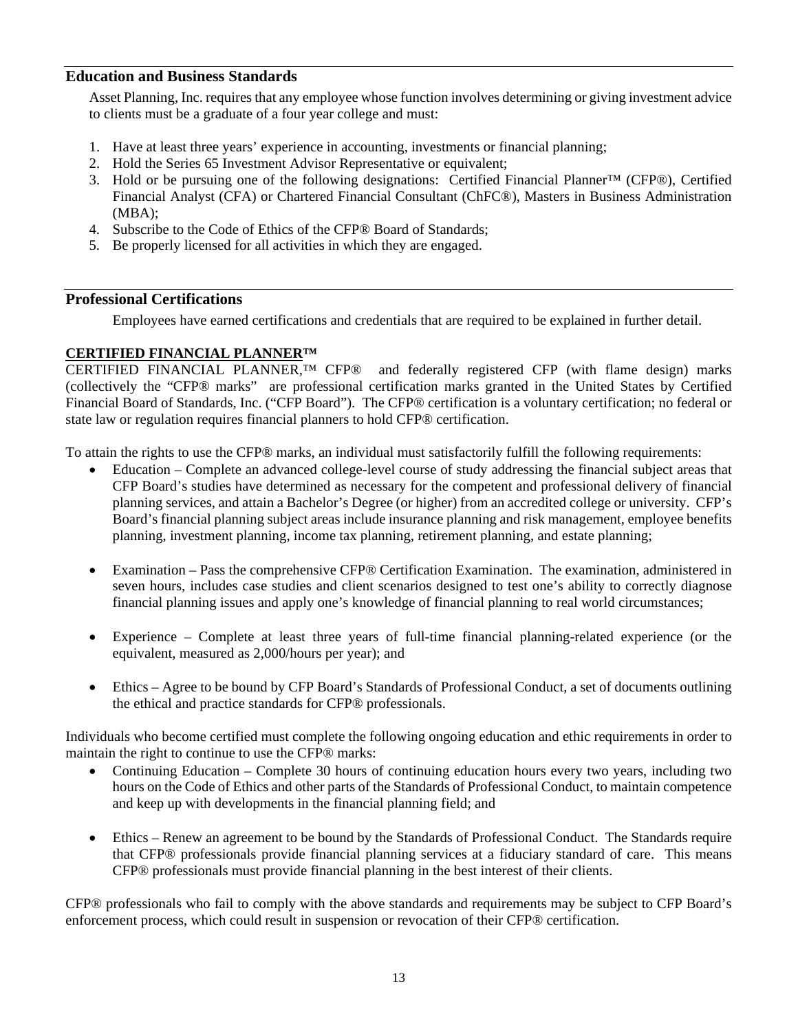## Education and Business Standards

Asset Planning, Inc. requires that any employee whose function involves determining or giving investment advice to clients must be a graduate of a four year college and must:

1. Have at least three years' experience in accounting, investments or financial planning;
2. Hold the Series 65 Investment Advisor Representative or equivalent;
3. Hold or be pursuing one of the following designations: Certified Financial Planner™ (CFP®), Certified Financial Analyst (CFA) or Chartered Financial Consultant (ChFC®), Masters in Business Administration (MBA);
4. Subscribe to the Code of Ethics of the CFP® Board of Standards;
5. Be properly licensed for all activities in which they are engaged.

## Professional Certifications

Employees have earned certifications and credentials that are required to be explained in further detail.

**CERTIFIED FINANCIAL PLANNER™**

CERTIFIED FINANCIAL PLANNER,™ CFP® and federally registered CFP (with flame design) marks (collectively the "CFP® marks" are professional certification marks granted in the United States by Certified Financial Board of Standards, Inc. ("CFP Board"). The CFP® certification is a voluntary certification; no federal or state law or regulation requires financial planners to hold CFP® certification.

To attain the rights to use the CFP® marks, an individual must satisfactorily fulfill the following requirements:

- Education – Complete an advanced college-level course of study addressing the financial subject areas that CFP Board's studies have determined as necessary for the competent and professional delivery of financial planning services, and attain a Bachelor's Degree (or higher) from an accredited college or university. CFP's Board's financial planning subject areas include insurance planning and risk management, employee benefits planning, investment planning, income tax planning, retirement planning, and estate planning;

- Examination – Pass the comprehensive CFP® Certification Examination. The examination, administered in seven hours, includes case studies and client scenarios designed to test one's ability to correctly diagnose financial planning issues and apply one's knowledge of financial planning to real world circumstances;

- Experience – Complete at least three years of full-time financial planning-related experience (or the equivalent, measured as 2,000/hours per year); and

- Ethics – Agree to be bound by CFP Board's Standards of Professional Conduct, a set of documents outlining the ethical and practice standards for CFP® professionals.

Individuals who become certified must complete the following ongoing education and ethic requirements in order to maintain the right to continue to use the CFP® marks:

- Continuing Education – Complete 30 hours of continuing education hours every two years, including two hours on the Code of Ethics and other parts of the Standards of Professional Conduct, to maintain competence and keep up with developments in the financial planning field; and

- Ethics – Renew an agreement to be bound by the Standards of Professional Conduct. The Standards require that CFP® professionals provide financial planning services at a fiduciary standard of care. This means CFP® professionals must provide financial planning in the best interest of their clients.

CFP® professionals who fail to comply with the above standards and requirements may be subject to CFP Board's enforcement process, which could result in suspension or revocation of their CFP® certification.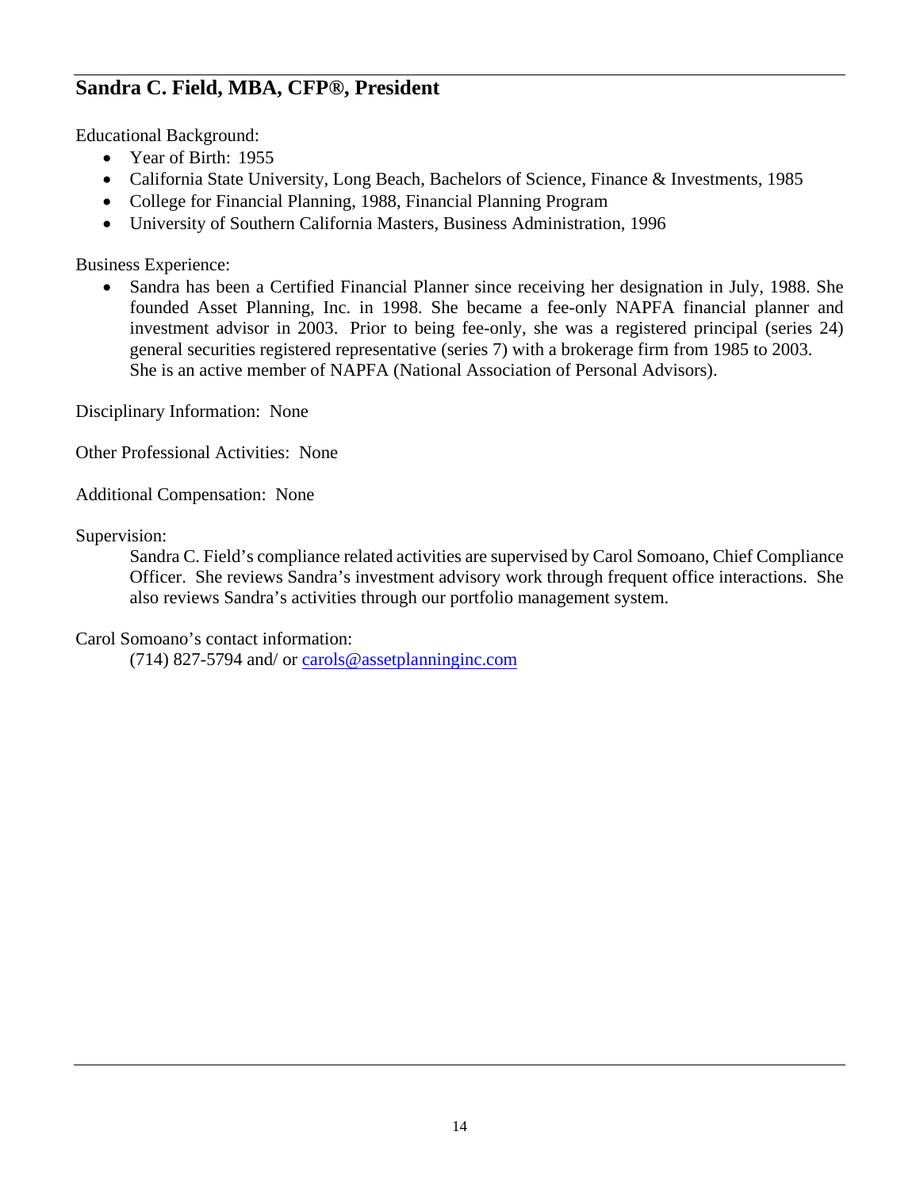## Sandra C. Field, MBA, CFP®, President

Educational Background:

- Year of Birth: 1955
- California State University, Long Beach, Bachelors of Science, Finance & Investments, 1985
- College for Financial Planning, 1988, Financial Planning Program
- University of Southern California Masters, Business Administration, 1996

Business Experience:

- Sandra has been a Certified Financial Planner since receiving her designation in July, 1988. She founded Asset Planning, Inc. in 1998. She became a fee-only NAPFA financial planner and investment advisor in 2003. Prior to being fee-only, she was a registered principal (series 24) general securities registered representative (series 7) with a brokerage firm from 1985 to 2003. She is an active member of NAPFA (National Association of Personal Advisors).

Disciplinary Information: None

Other Professional Activities: None

Additional Compensation: None

Supervision:

Sandra C. Field's compliance related activities are supervised by Carol Somoano, Chief Compliance Officer. She reviews Sandra's investment advisory work through frequent office interactions. She also reviews Sandra's activities through our portfolio management system.

Carol Somoano's contact information:

(714) 827-5794 and/ or carols@assetplanninginc.com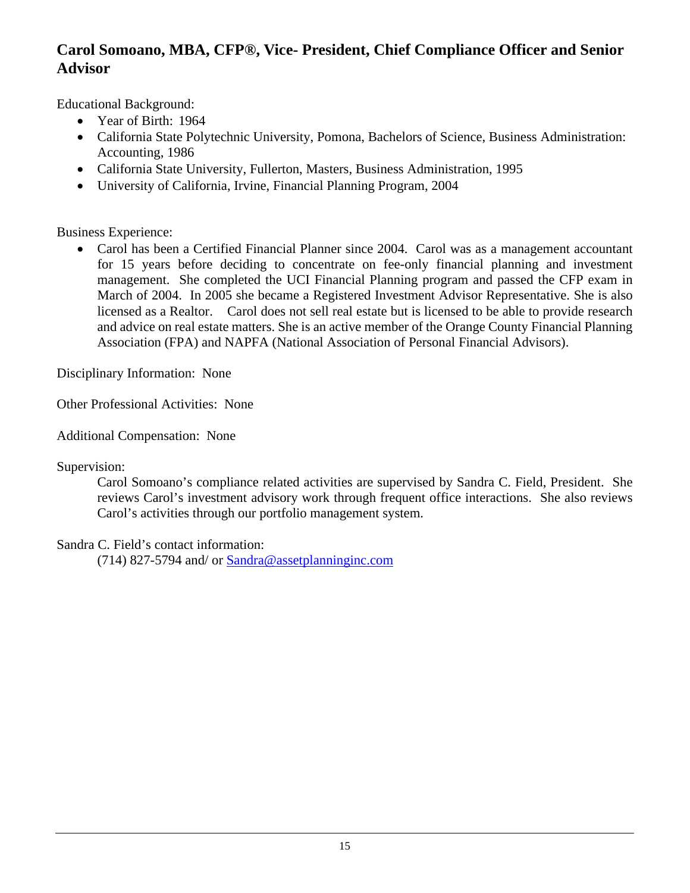## Carol Somoano, MBA, CFP®, Vice- President, Chief Compliance Officer and Senior Advisor

Educational Background:

- Year of Birth: 1964
- California State Polytechnic University, Pomona, Bachelors of Science, Business Administration: Accounting, 1986
- California State University, Fullerton, Masters, Business Administration, 1995
- University of California, Irvine, Financial Planning Program, 2004

Business Experience:

- Carol has been a Certified Financial Planner since 2004. Carol was as a management accountant for 15 years before deciding to concentrate on fee-only financial planning and investment management. She completed the UCI Financial Planning program and passed the CFP exam in March of 2004. In 2005 she became a Registered Investment Advisor Representative. She is also licensed as a Realtor. Carol does not sell real estate but is licensed to be able to provide research and advice on real estate matters. She is an active member of the Orange County Financial Planning Association (FPA) and NAPFA (National Association of Personal Financial Advisors).

Disciplinary Information: None

Other Professional Activities: None

Additional Compensation: None

Supervision:

Carol Somoano's compliance related activities are supervised by Sandra C. Field, President. She reviews Carol's investment advisory work through frequent office interactions. She also reviews Carol's activities through our portfolio management system.

Sandra C. Field's contact information:

(714) 827-5794 and/ or Sandra@assetplanninginc.com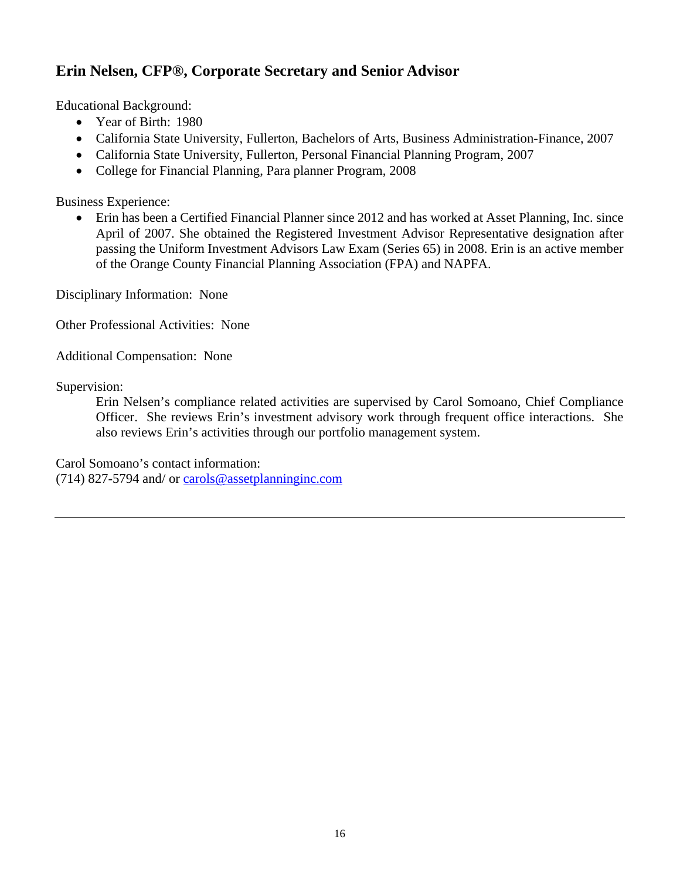## Erin Nelsen, CFP®, Corporate Secretary and Senior Advisor

Educational Background:

- Year of Birth: 1980
- California State University, Fullerton, Bachelors of Arts, Business Administration-Finance, 2007
- California State University, Fullerton, Personal Financial Planning Program, 2007
- College for Financial Planning, Para planner Program, 2008

Business Experience:

- Erin has been a Certified Financial Planner since 2012 and has worked at Asset Planning, Inc. since April of 2007. She obtained the Registered Investment Advisor Representative designation after passing the Uniform Investment Advisors Law Exam (Series 65) in 2008. Erin is an active member of the Orange County Financial Planning Association (FPA) and NAPFA.

Disciplinary Information: None

Other Professional Activities: None

Additional Compensation: None

Supervision:

Erin Nelsen's compliance related activities are supervised by Carol Somoano, Chief Compliance Officer. She reviews Erin's investment advisory work through frequent office interactions. She also reviews Erin's activities through our portfolio management system.

Carol Somoano's contact information:
(714) 827-5794 and/ or carols@assetplanninginc.com

---